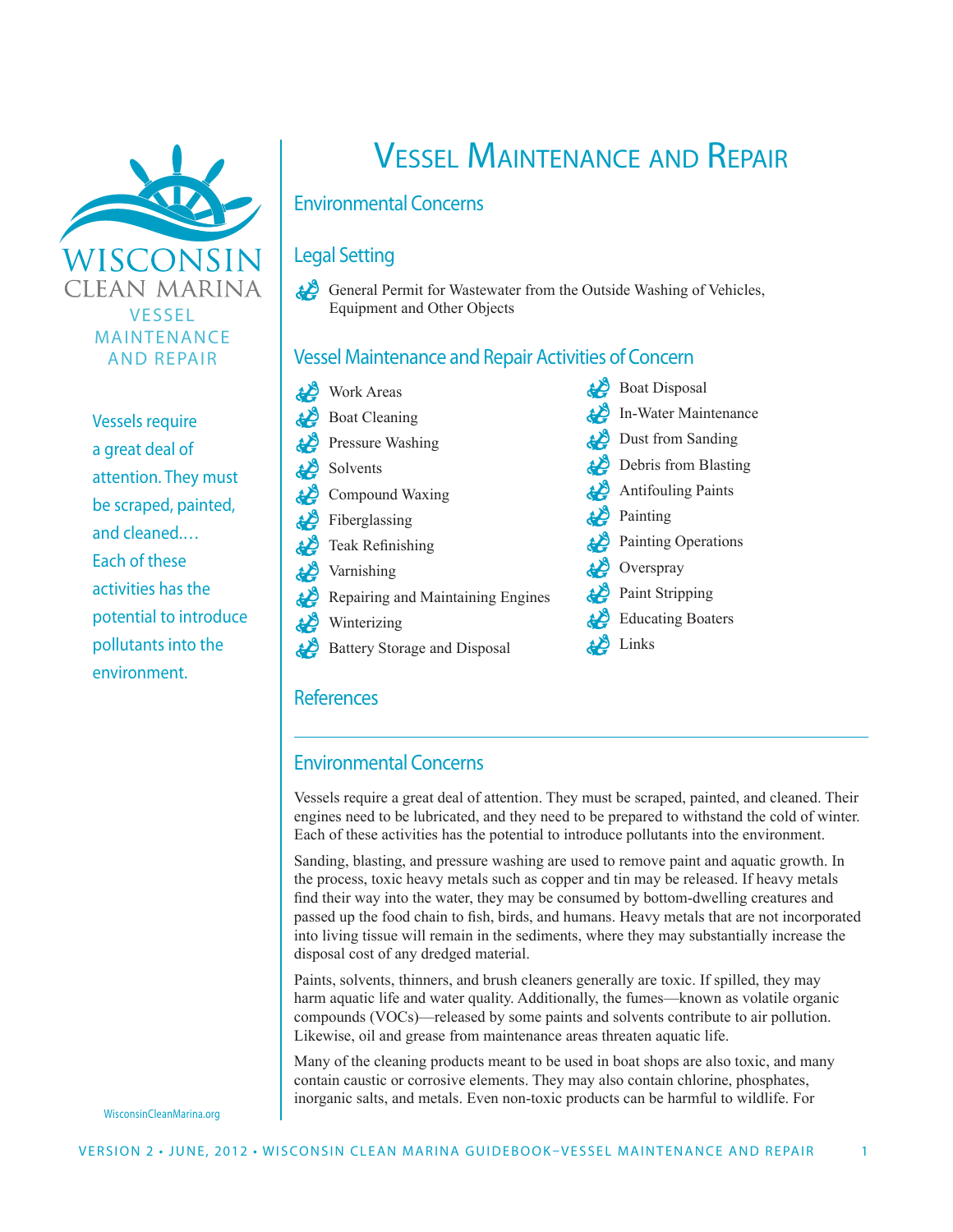# Vessel Maintenance and Repair

WISCONSIN CLEAN MARINA
VESSEL MAINTENANCE AND REPAIR

Vessels require a great deal of attention. They must be scraped, painted, and cleaned.… Each of these activities has the potential to introduce pollutants into the environment.

WisconsinCleanMarina.org

## Environmental Concerns

## Legal Setting

- General Permit for Wastewater from the Outside Washing of Vehicles, Equipment and Other Objects

## Vessel Maintenance and Repair Activities of Concern

- Work Areas
- Boat Cleaning
- Pressure Washing
- Solvents
- Compound Waxing
- Fiberglassing
- Teak Refinishing
- Varnishing
- Repairing and Maintaining Engines
- Winterizing
- Battery Storage and Disposal
- Boat Disposal
- In-Water Maintenance
- Dust from Sanding
- Debris from Blasting
- Antifouling Paints
- Painting
- Painting Operations
- Overspray
- Paint Stripping
- Educating Boaters
- Links

## References

---

## Environmental Concerns

Vessels require a great deal of attention. They must be scraped, painted, and cleaned. Their engines need to be lubricated, and they need to be prepared to withstand the cold of winter. Each of these activities has the potential to introduce pollutants into the environment.

Sanding, blasting, and pressure washing are used to remove paint and aquatic growth. In the process, toxic heavy metals such as copper and tin may be released. If heavy metals find their way into the water, they may be consumed by bottom-dwelling creatures and passed up the food chain to fish, birds, and humans. Heavy metals that are not incorporated into living tissue will remain in the sediments, where they may substantially increase the disposal cost of any dredged material.

Paints, solvents, thinners, and brush cleaners generally are toxic. If spilled, they may harm aquatic life and water quality. Additionally, the fumes—known as volatile organic compounds (VOCs)—released by some paints and solvents contribute to air pollution. Likewise, oil and grease from maintenance areas threaten aquatic life.

Many of the cleaning products meant to be used in boat shops are also toxic, and many contain caustic or corrosive elements. They may also contain chlorine, phosphates, inorganic salts, and metals. Even non-toxic products can be harmful to wildlife. For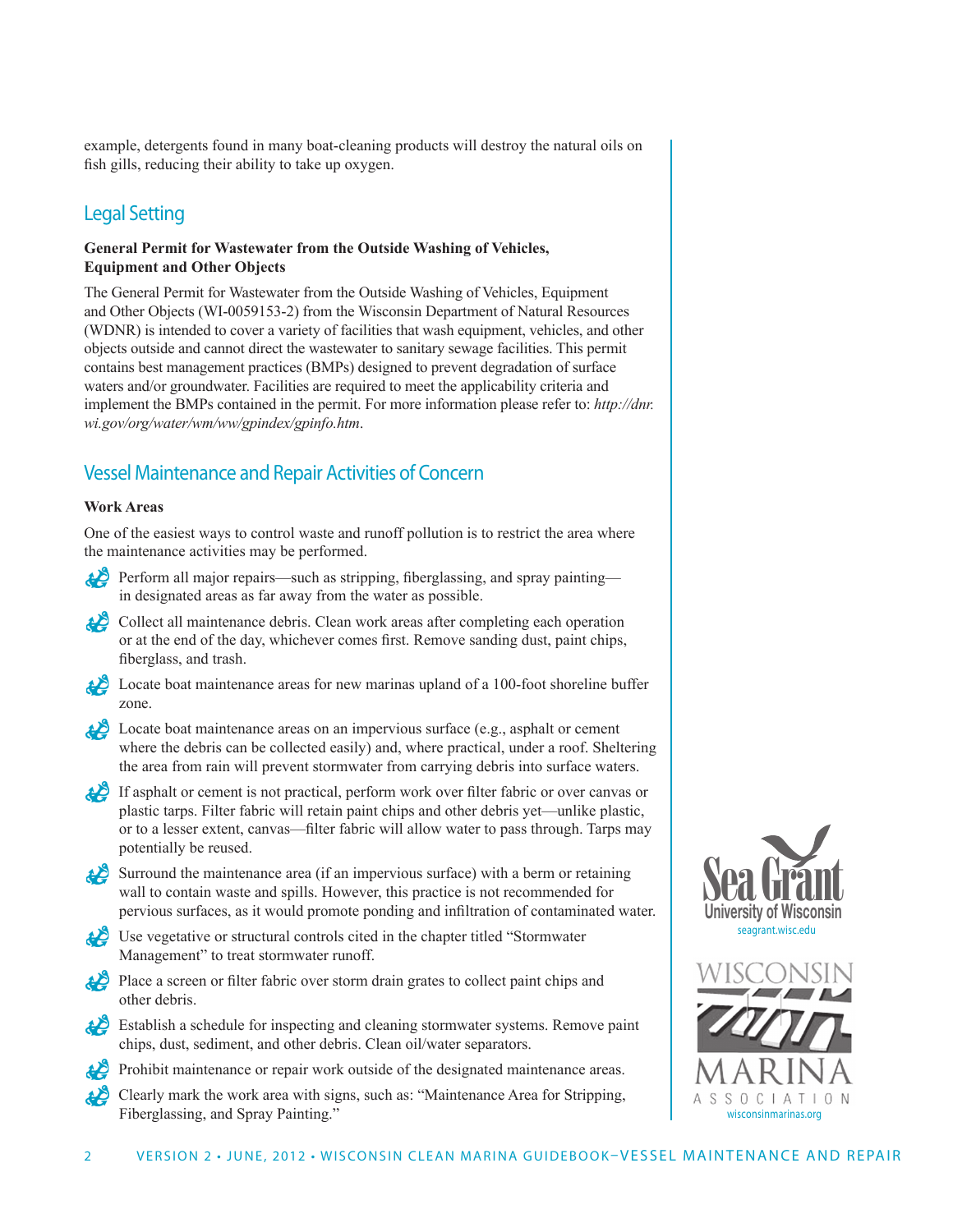example, detergents found in many boat-cleaning products will destroy the natural oils on fish gills, reducing their ability to take up oxygen.

## Legal Setting

**General Permit for Wastewater from the Outside Washing of Vehicles, Equipment and Other Objects**

The General Permit for Wastewater from the Outside Washing of Vehicles, Equipment and Other Objects (WI-0059153-2) from the Wisconsin Department of Natural Resources (WDNR) is intended to cover a variety of facilities that wash equipment, vehicles, and other objects outside and cannot direct the wastewater to sanitary sewage facilities. This permit contains best management practices (BMPs) designed to prevent degradation of surface waters and/or groundwater. Facilities are required to meet the applicability criteria and implement the BMPs contained in the permit. For more information please refer to: *http://dnr.wi.gov/org/water/wm/ww/gpindex/gpinfo.htm*.

## Vessel Maintenance and Repair Activities of Concern

**Work Areas**

One of the easiest ways to control waste and runoff pollution is to restrict the area where the maintenance activities may be performed.

- Perform all major repairs—such as stripping, fiberglassing, and spray painting—in designated areas as far away from the water as possible.
- Collect all maintenance debris. Clean work areas after completing each operation or at the end of the day, whichever comes first. Remove sanding dust, paint chips, fiberglass, and trash.
- Locate boat maintenance areas for new marinas upland of a 100-foot shoreline buffer zone.
- Locate boat maintenance areas on an impervious surface (e.g., asphalt or cement where the debris can be collected easily) and, where practical, under a roof. Sheltering the area from rain will prevent stormwater from carrying debris into surface waters.
- If asphalt or cement is not practical, perform work over filter fabric or over canvas or plastic tarps. Filter fabric will retain paint chips and other debris yet—unlike plastic, or to a lesser extent, canvas—filter fabric will allow water to pass through. Tarps may potentially be reused.
- Surround the maintenance area (if an impervious surface) with a berm or retaining wall to contain waste and spills. However, this practice is not recommended for pervious surfaces, as it would promote ponding and infiltration of contaminated water.
- Use vegetative or structural controls cited in the chapter titled "Stormwater Management" to treat stormwater runoff.
- Place a screen or filter fabric over storm drain grates to collect paint chips and other debris.
- Establish a schedule for inspecting and cleaning stormwater systems. Remove paint chips, dust, sediment, and other debris. Clean oil/water separators.
- Prohibit maintenance or repair work outside of the designated maintenance areas.
- Clearly mark the work area with signs, such as: "Maintenance Area for Stripping, Fiberglassing, and Spray Painting."

Sea Grant University of Wisconsin
seagrant.wisc.edu

WISCONSIN MARINA ASSOCIATION
wisconsinmarinas.org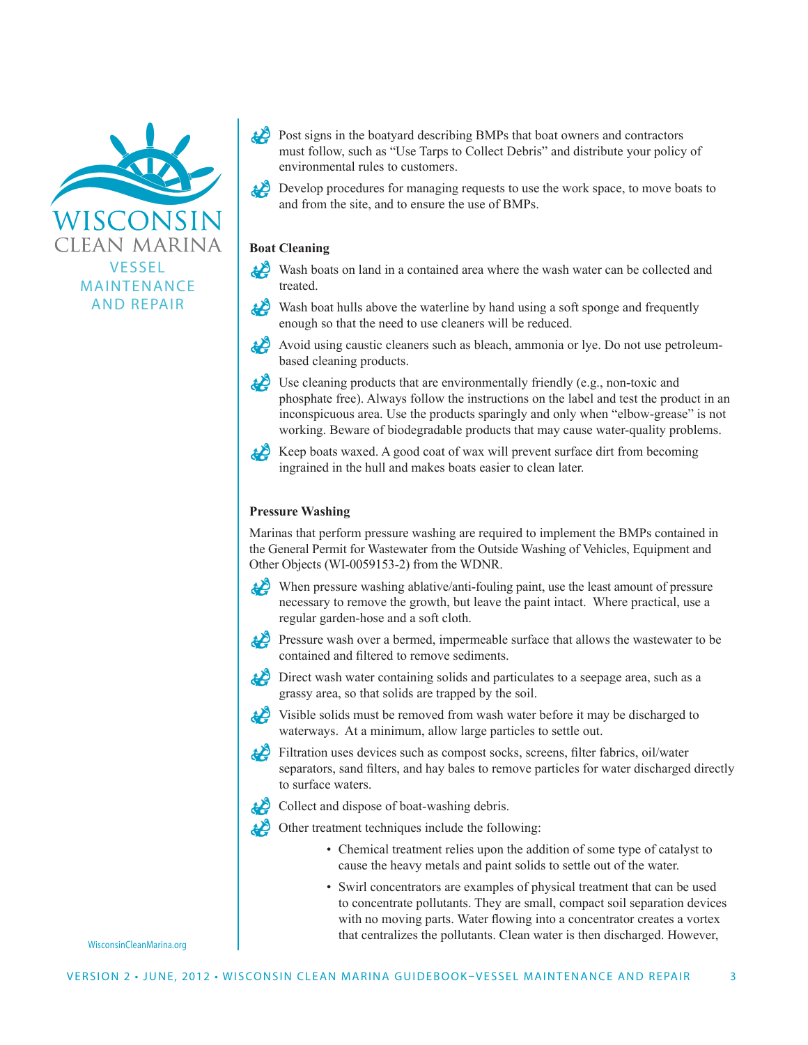- Post signs in the boatyard describing BMPs that boat owners and contractors must follow, such as "Use Tarps to Collect Debris" and distribute your policy of environmental rules to customers.
- Develop procedures for managing requests to use the work space, to move boats to and from the site, and to ensure the use of BMPs.

**Boat Cleaning**

- Wash boats on land in a contained area where the wash water can be collected and treated.
- Wash boat hulls above the waterline by hand using a soft sponge and frequently enough so that the need to use cleaners will be reduced.
- Avoid using caustic cleaners such as bleach, ammonia or lye. Do not use petroleum-based cleaning products.
- Use cleaning products that are environmentally friendly (e.g., non-toxic and phosphate free). Always follow the instructions on the label and test the product in an inconspicuous area. Use the products sparingly and only when "elbow-grease" is not working. Beware of biodegradable products that may cause water-quality problems.
- Keep boats waxed. A good coat of wax will prevent surface dirt from becoming ingrained in the hull and makes boats easier to clean later.

**Pressure Washing**

Marinas that perform pressure washing are required to implement the BMPs contained in the General Permit for Wastewater from the Outside Washing of Vehicles, Equipment and Other Objects (WI-0059153-2) from the WDNR.

- When pressure washing ablative/anti-fouling paint, use the least amount of pressure necessary to remove the growth, but leave the paint intact. Where practical, use a regular garden-hose and a soft cloth.
- Pressure wash over a bermed, impermeable surface that allows the wastewater to be contained and filtered to remove sediments.
- Direct wash water containing solids and particulates to a seepage area, such as a grassy area, so that solids are trapped by the soil.
- Visible solids must be removed from wash water before it may be discharged to waterways. At a minimum, allow large particles to settle out.
- Filtration uses devices such as compost socks, screens, filter fabrics, oil/water separators, sand filters, and hay bales to remove particles for water discharged directly to surface waters.
- Collect and dispose of boat-washing debris.
- Other treatment techniques include the following:
  - Chemical treatment relies upon the addition of some type of catalyst to cause the heavy metals and paint solids to settle out of the water.
  - Swirl concentrators are examples of physical treatment that can be used to concentrate pollutants. They are small, compact soil separation devices with no moving parts. Water flowing into a concentrator creates a vortex that centralizes the pollutants. Clean water is then discharged. However,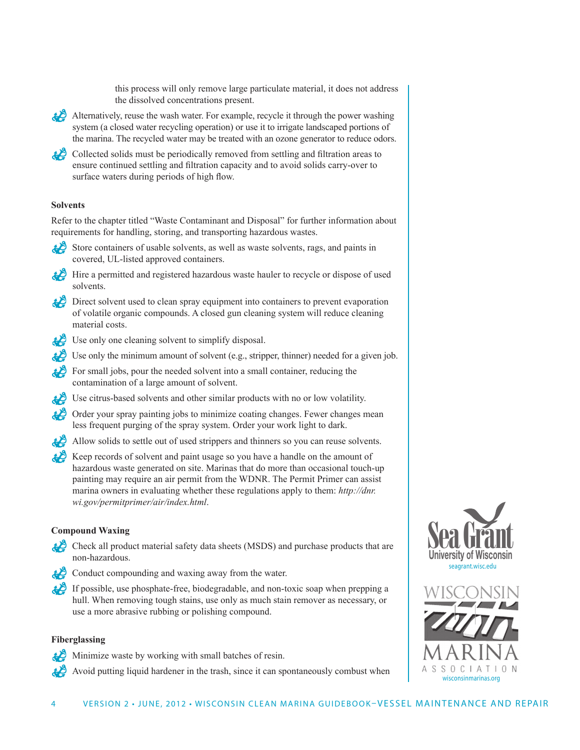this process will only remove large particulate material, it does not address the dissolved concentrations present.

- Alternatively, reuse the wash water. For example, recycle it through the power washing system (a closed water recycling operation) or use it to irrigate landscaped portions of the marina. The recycled water may be treated with an ozone generator to reduce odors.
- Collected solids must be periodically removed from settling and filtration areas to ensure continued settling and filtration capacity and to avoid solids carry-over to surface waters during periods of high flow.

### Solvents

Refer to the chapter titled "Waste Contaminant and Disposal" for further information about requirements for handling, storing, and transporting hazardous wastes.

- Store containers of usable solvents, as well as waste solvents, rags, and paints in covered, UL-listed approved containers.
- Hire a permitted and registered hazardous waste hauler to recycle or dispose of used solvents.
- Direct solvent used to clean spray equipment into containers to prevent evaporation of volatile organic compounds. A closed gun cleaning system will reduce cleaning material costs.
- Use only one cleaning solvent to simplify disposal.
- Use only the minimum amount of solvent (e.g., stripper, thinner) needed for a given job.
- For small jobs, pour the needed solvent into a small container, reducing the contamination of a large amount of solvent.
- Use citrus-based solvents and other similar products with no or low volatility.
- Order your spray painting jobs to minimize coating changes. Fewer changes mean less frequent purging of the spray system. Order your work light to dark.
- Allow solids to settle out of used strippers and thinners so you can reuse solvents.
- Keep records of solvent and paint usage so you have a handle on the amount of hazardous waste generated on site. Marinas that do more than occasional touch-up painting may require an air permit from the WDNR. The Permit Primer can assist marina owners in evaluating whether these regulations apply to them: *http://dnr.wi.gov/permitprimer/air/index.html*.

### Compound Waxing

- Check all product material safety data sheets (MSDS) and purchase products that are non-hazardous.
- Conduct compounding and waxing away from the water.
- If possible, use phosphate-free, biodegradable, and non-toxic soap when prepping a hull. When removing tough stains, use only as much stain remover as necessary, or use a more abrasive rubbing or polishing compound.

### Fiberglassing

- Minimize waste by working with small batches of resin.
- Avoid putting liquid hardener in the trash, since it can spontaneously combust when

Sea Grant University of Wisconsin
seagrant.wisc.edu

Wisconsin Marina Association
wisconsinmarinas.org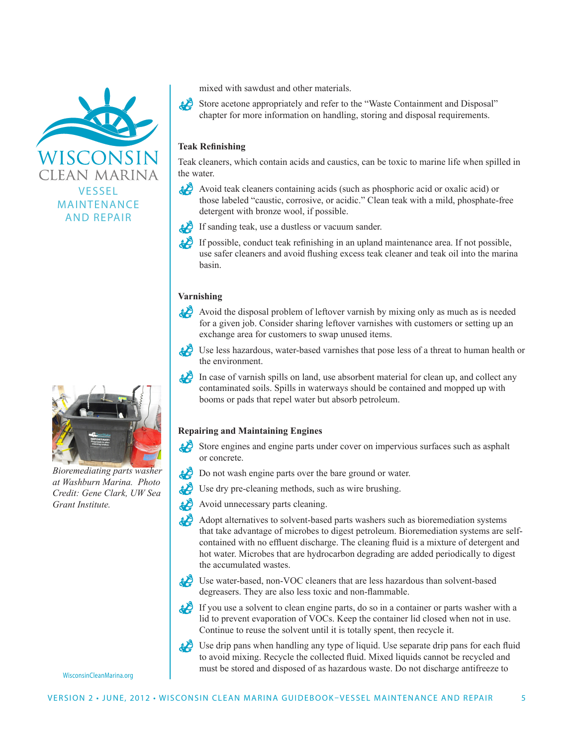mixed with sawdust and other materials.

- Store acetone appropriately and refer to the "Waste Containment and Disposal" chapter for more information on handling, storing and disposal requirements.

### Teak Refinishing

Teak cleaners, which contain acids and caustics, can be toxic to marine life when spilled in the water.

- Avoid teak cleaners containing acids (such as phosphoric acid or oxalic acid) or those labeled "caustic, corrosive, or acidic." Clean teak with a mild, phosphate-free detergent with bronze wool, if possible.
- If sanding teak, use a dustless or vacuum sander.
- If possible, conduct teak refinishing in an upland maintenance area. If not possible, use safer cleaners and avoid flushing excess teak cleaner and teak oil into the marina basin.

### Varnishing

- Avoid the disposal problem of leftover varnish by mixing only as much as is needed for a given job. Consider sharing leftover varnishes with customers or setting up an exchange area for customers to swap unused items.
- Use less hazardous, water-based varnishes that pose less of a threat to human health or the environment.
- In case of varnish spills on land, use absorbent material for clean up, and collect any contaminated soils. Spills in waterways should be contained and mopped up with booms or pads that repel water but absorb petroleum.

### Repairing and Maintaining Engines

- Store engines and engine parts under cover on impervious surfaces such as asphalt or concrete.
- Do not wash engine parts over the bare ground or water.
- Use dry pre-cleaning methods, such as wire brushing.
- Avoid unnecessary parts cleaning.
- Adopt alternatives to solvent-based parts washers such as bioremediation systems that take advantage of microbes to digest petroleum. Bioremediation systems are self-contained with no effluent discharge. The cleaning fluid is a mixture of detergent and hot water. Microbes that are hydrocarbon degrading are added periodically to digest the accumulated wastes.
- Use water-based, non-VOC cleaners that are less hazardous than solvent-based degreasers. They are also less toxic and non-flammable.
- If you use a solvent to clean engine parts, do so in a container or parts washer with a lid to prevent evaporation of VOCs. Keep the container lid closed when not in use. Continue to reuse the solvent until it is totally spent, then recycle it.
- Use drip pans when handling any type of liquid. Use separate drip pans for each fluid to avoid mixing. Recycle the collected fluid. Mixed liquids cannot be recycled and must be stored and disposed of as hazardous waste. Do not discharge antifreeze to

*Bioremediating parts washer at Washburn Marina. Photo Credit: Gene Clark, UW Sea Grant Institute.*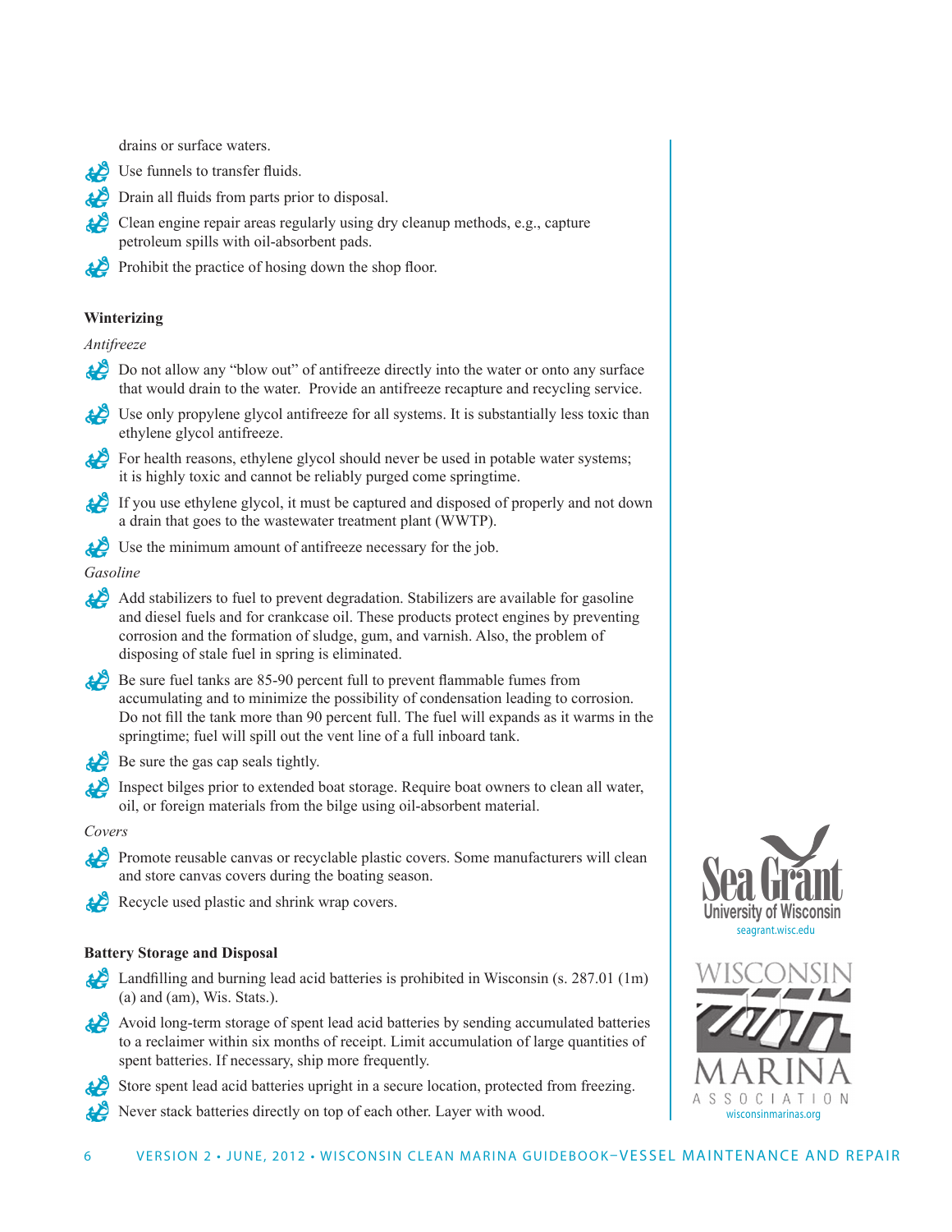drains or surface waters.

- Use funnels to transfer fluids.
- Drain all fluids from parts prior to disposal.
- Clean engine repair areas regularly using dry cleanup methods, e.g., capture petroleum spills with oil-absorbent pads.
- Prohibit the practice of hosing down the shop floor.

### Winterizing

*Antifreeze*

- Do not allow any "blow out" of antifreeze directly into the water or onto any surface that would drain to the water. Provide an antifreeze recapture and recycling service.
- Use only propylene glycol antifreeze for all systems. It is substantially less toxic than ethylene glycol antifreeze.
- For health reasons, ethylene glycol should never be used in potable water systems; it is highly toxic and cannot be reliably purged come springtime.
- If you use ethylene glycol, it must be captured and disposed of properly and not down a drain that goes to the wastewater treatment plant (WWTP).
- Use the minimum amount of antifreeze necessary for the job.

*Gasoline*

- Add stabilizers to fuel to prevent degradation. Stabilizers are available for gasoline and diesel fuels and for crankcase oil. These products protect engines by preventing corrosion and the formation of sludge, gum, and varnish. Also, the problem of disposing of stale fuel in spring is eliminated.
- Be sure fuel tanks are 85-90 percent full to prevent flammable fumes from accumulating and to minimize the possibility of condensation leading to corrosion. Do not fill the tank more than 90 percent full. The fuel will expands as it warms in the springtime; fuel will spill out the vent line of a full inboard tank.
- Be sure the gas cap seals tightly.
- Inspect bilges prior to extended boat storage. Require boat owners to clean all water, oil, or foreign materials from the bilge using oil-absorbent material.

*Covers*

- Promote reusable canvas or recyclable plastic covers. Some manufacturers will clean and store canvas covers during the boating season.
- Recycle used plastic and shrink wrap covers.

### Battery Storage and Disposal

- Landfilling and burning lead acid batteries is prohibited in Wisconsin (s. 287.01 (1m) (a) and (am), Wis. Stats.).
- Avoid long-term storage of spent lead acid batteries by sending accumulated batteries to a reclaimer within six months of receipt. Limit accumulation of large quantities of spent batteries. If necessary, ship more frequently.
- Store spent lead acid batteries upright in a secure location, protected from freezing.
- Never stack batteries directly on top of each other. Layer with wood.

Sea Grant University of Wisconsin
seagrant.wisc.edu

WISCONSIN MARINA ASSOCIATION
wisconsinmarinas.org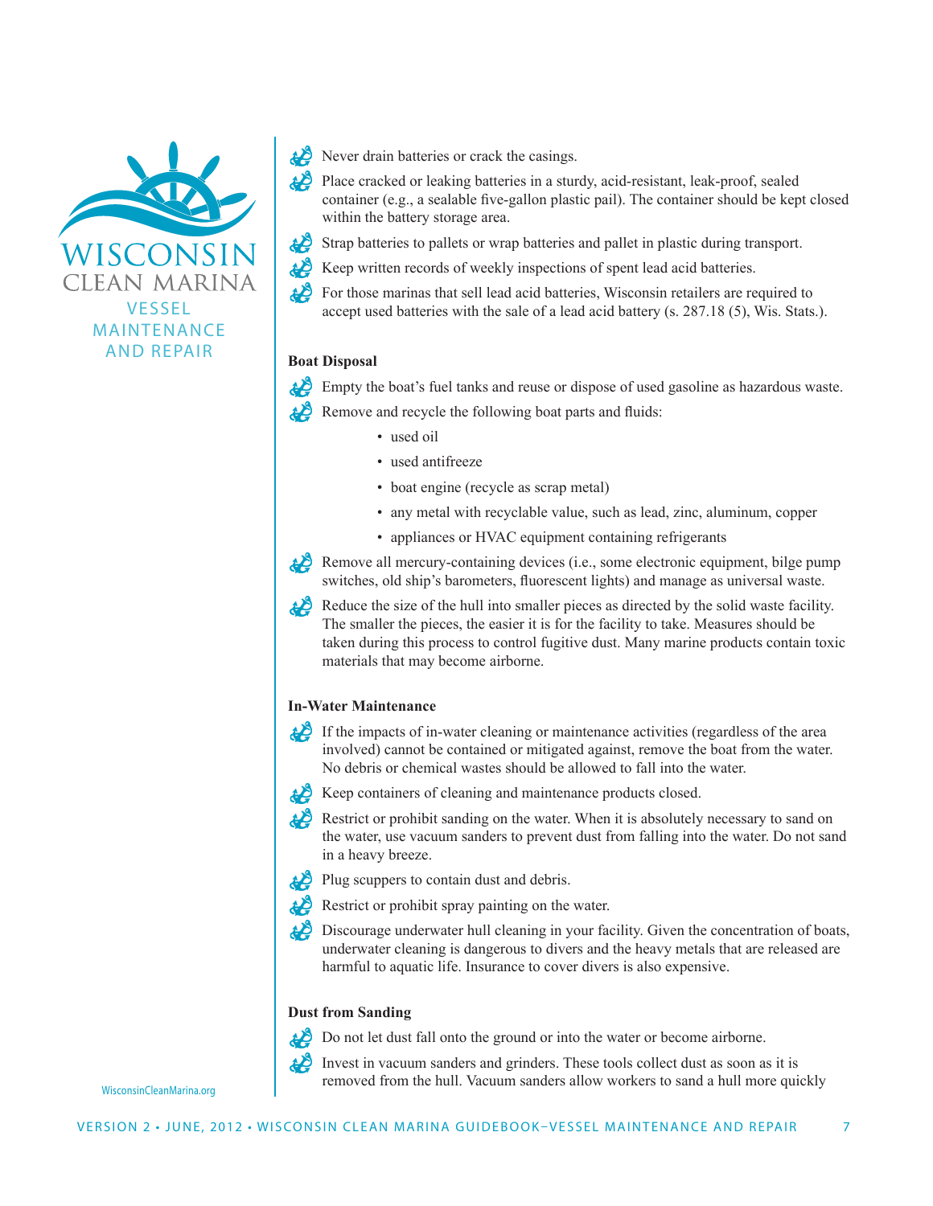- Never drain batteries or crack the casings.
- Place cracked or leaking batteries in a sturdy, acid-resistant, leak-proof, sealed container (e.g., a sealable five-gallon plastic pail). The container should be kept closed within the battery storage area.
- Strap batteries to pallets or wrap batteries and pallet in plastic during transport.
- Keep written records of weekly inspections of spent lead acid batteries.
- For those marinas that sell lead acid batteries, Wisconsin retailers are required to accept used batteries with the sale of a lead acid battery (s. 287.18 (5), Wis. Stats.).

**Boat Disposal**

- Empty the boat's fuel tanks and reuse or dispose of used gasoline as hazardous waste.
- Remove and recycle the following boat parts and fluids:
    - used oil
    - used antifreeze
    - boat engine (recycle as scrap metal)
    - any metal with recyclable value, such as lead, zinc, aluminum, copper
    - appliances or HVAC equipment containing refrigerants
- Remove all mercury-containing devices (i.e., some electronic equipment, bilge pump switches, old ship's barometers, fluorescent lights) and manage as universal waste.
- Reduce the size of the hull into smaller pieces as directed by the solid waste facility. The smaller the pieces, the easier it is for the facility to take. Measures should be taken during this process to control fugitive dust. Many marine products contain toxic materials that may become airborne.

**In-Water Maintenance**

- If the impacts of in-water cleaning or maintenance activities (regardless of the area involved) cannot be contained or mitigated against, remove the boat from the water. No debris or chemical wastes should be allowed to fall into the water.
- Keep containers of cleaning and maintenance products closed.
- Restrict or prohibit sanding on the water. When it is absolutely necessary to sand on the water, use vacuum sanders to prevent dust from falling into the water. Do not sand in a heavy breeze.
- Plug scuppers to contain dust and debris.
- Restrict or prohibit spray painting on the water.
- Discourage underwater hull cleaning in your facility. Given the concentration of boats, underwater cleaning is dangerous to divers and the heavy metals that are released are harmful to aquatic life. Insurance to cover divers is also expensive.

**Dust from Sanding**

- Do not let dust fall onto the ground or into the water or become airborne.
- Invest in vacuum sanders and grinders. These tools collect dust as soon as it is removed from the hull. Vacuum sanders allow workers to sand a hull more quickly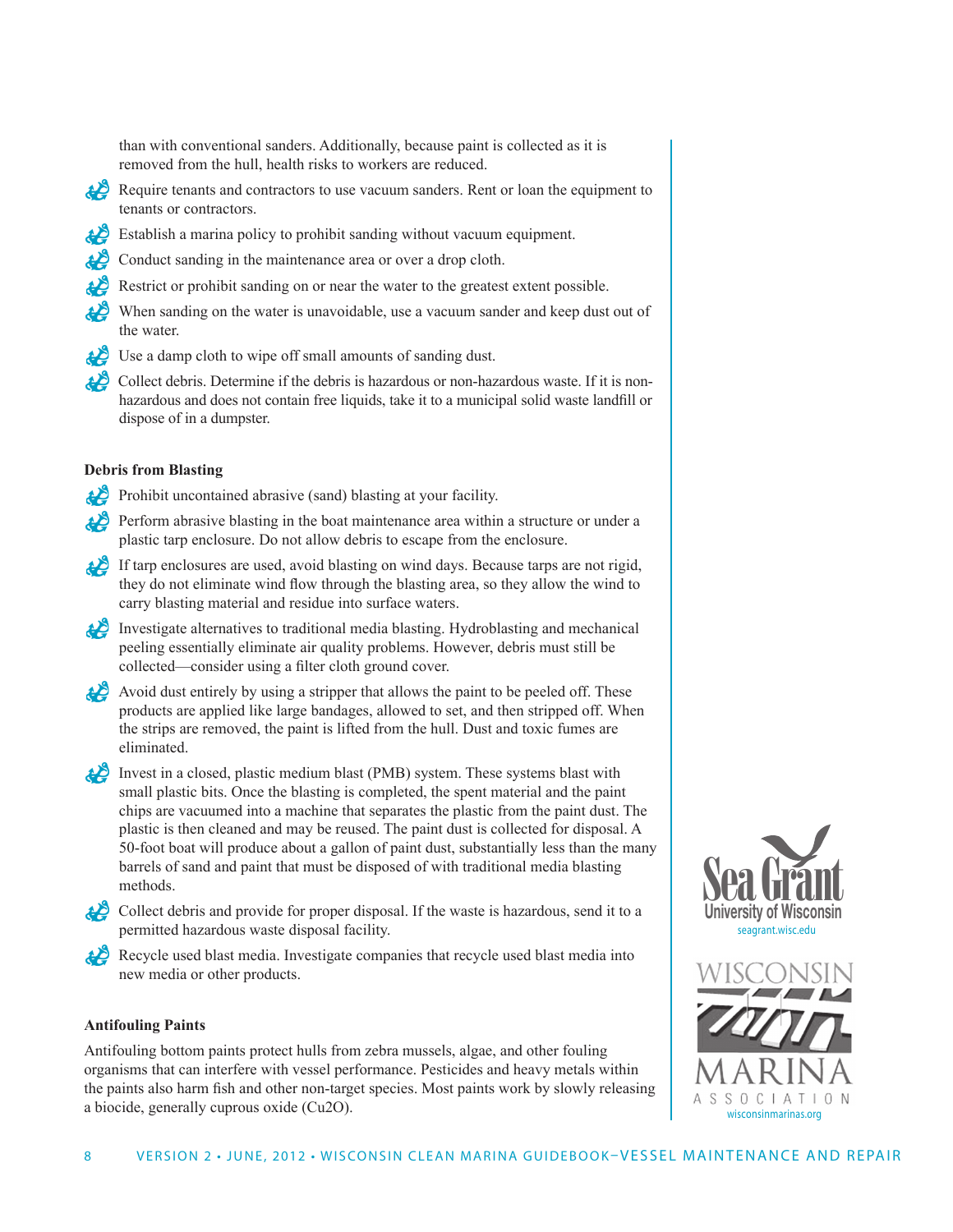than with conventional sanders. Additionally, because paint is collected as it is removed from the hull, health risks to workers are reduced.

- Require tenants and contractors to use vacuum sanders. Rent or loan the equipment to tenants or contractors.
- Establish a marina policy to prohibit sanding without vacuum equipment.
- Conduct sanding in the maintenance area or over a drop cloth.
- Restrict or prohibit sanding on or near the water to the greatest extent possible.
- When sanding on the water is unavoidable, use a vacuum sander and keep dust out of the water.
- Use a damp cloth to wipe off small amounts of sanding dust.
- Collect debris. Determine if the debris is hazardous or non-hazardous waste. If it is non-hazardous and does not contain free liquids, take it to a municipal solid waste landfill or dispose of in a dumpster.

**Debris from Blasting**

- Prohibit uncontained abrasive (sand) blasting at your facility.
- Perform abrasive blasting in the boat maintenance area within a structure or under a plastic tarp enclosure. Do not allow debris to escape from the enclosure.
- If tarp enclosures are used, avoid blasting on wind days. Because tarps are not rigid, they do not eliminate wind flow through the blasting area, so they allow the wind to carry blasting material and residue into surface waters.
- Investigate alternatives to traditional media blasting. Hydroblasting and mechanical peeling essentially eliminate air quality problems. However, debris must still be collected—consider using a filter cloth ground cover.
- Avoid dust entirely by using a stripper that allows the paint to be peeled off. These products are applied like large bandages, allowed to set, and then stripped off. When the strips are removed, the paint is lifted from the hull. Dust and toxic fumes are eliminated.
- Invest in a closed, plastic medium blast (PMB) system. These systems blast with small plastic bits. Once the blasting is completed, the spent material and the paint chips are vacuumed into a machine that separates the plastic from the paint dust. The plastic is then cleaned and may be reused. The paint dust is collected for disposal. A 50-foot boat will produce about a gallon of paint dust, substantially less than the many barrels of sand and paint that must be disposed of with traditional media blasting methods.
- Collect debris and provide for proper disposal. If the waste is hazardous, send it to a permitted hazardous waste disposal facility.
- Recycle used blast media. Investigate companies that recycle used blast media into new media or other products.

**Antifouling Paints**

Antifouling bottom paints protect hulls from zebra mussels, algae, and other fouling organisms that can interfere with vessel performance. Pesticides and heavy metals within the paints also harm fish and other non-target species. Most paints work by slowly releasing a biocide, generally cuprous oxide ($Cu_2O$).

Sea Grant
University of Wisconsin
seagrant.wisc.edu

WISCONSIN MARINA ASSOCIATION
wisconsinmarinas.org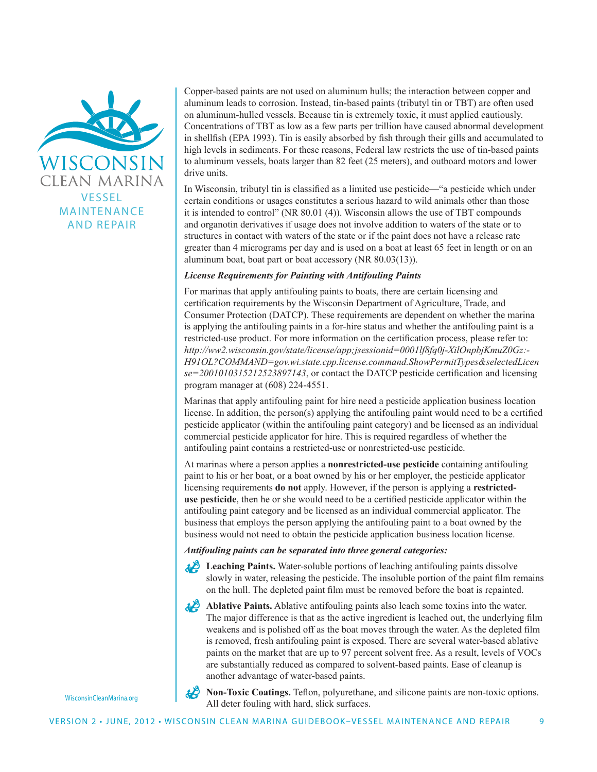Copper-based paints are not used on aluminum hulls; the interaction between copper and aluminum leads to corrosion. Instead, tin-based paints (tributyl tin or TBT) are often used on aluminum-hulled vessels. Because tin is extremely toxic, it must applied cautiously. Concentrations of TBT as low as a few parts per trillion have caused abnormal development in shellfish (EPA 1993). Tin is easily absorbed by fish through their gills and accumulated to high levels in sediments. For these reasons, Federal law restricts the use of tin-based paints to aluminum vessels, boats larger than 82 feet (25 meters), and outboard motors and lower drive units.

In Wisconsin, tributyl tin is classified as a limited use pesticide—"a pesticide which under certain conditions or usages constitutes a serious hazard to wild animals other than those it is intended to control" (NR 80.01 (4)). Wisconsin allows the use of TBT compounds and organotin derivatives if usage does not involve addition to waters of the state or to structures in contact with waters of the state or if the paint does not have a release rate greater than 4 micrograms per day and is used on a boat at least 65 feet in length or on an aluminum boat, boat part or boat accessory (NR 80.03(13)).

***License Requirements for Painting with Antifouling Paints***

For marinas that apply antifouling paints to boats, there are certain licensing and certification requirements by the Wisconsin Department of Agriculture, Trade, and Consumer Protection (DATCP). These requirements are dependent on whether the marina is applying the antifouling paints in a for-hire status and whether the antifouling paint is a restricted-use product. For more information on the certification process, please refer to: *http://ww2.wisconsin.gov/state/license/app;jsessionid=0001lf8fq0j-XilOnpbjKmuZ0Gz:-H91OL?COMMAND=gov.wi.state.cpp.license.command.ShowPermitTypes&selectedLicense=20010103151212523897143*, or contact the DATCP pesticide certification and licensing program manager at (608) 224-4551.

Marinas that apply antifouling paint for hire need a pesticide application business location license. In addition, the person(s) applying the antifouling paint would need to be a certified pesticide applicator (within the antifouling paint category) and be licensed as an individual commercial pesticide applicator for hire. This is required regardless of whether the antifouling paint contains a restricted-use or nonrestricted-use pesticide.

At marinas where a person applies a **nonrestricted-use pesticide** containing antifouling paint to his or her boat, or a boat owned by his or her employer, the pesticide applicator licensing requirements **do not** apply. However, if the person is applying a **restricted-use pesticide**, then he or she would need to be a certified pesticide applicator within the antifouling paint category and be licensed as an individual commercial applicator. The business that employs the person applying the antifouling paint to a boat owned by the business would not need to obtain the pesticide application business location license.

***Antifouling paints can be separated into three general categories:***

- **Leaching Paints.** Water-soluble portions of leaching antifouling paints dissolve slowly in water, releasing the pesticide. The insoluble portion of the paint film remains on the hull. The depleted paint film must be removed before the boat is repainted.
- **Ablative Paints.** Ablative antifouling paints also leach some toxins into the water. The major difference is that as the active ingredient is leached out, the underlying film weakens and is polished off as the boat moves through the water. As the depleted film is removed, fresh antifouling paint is exposed. There are several water-based ablative paints on the market that are up to 97 percent solvent free. As a result, levels of VOCs are substantially reduced as compared to solvent-based paints. Ease of cleanup is another advantage of water-based paints.
- **Non-Toxic Coatings.** Teflon, polyurethane, and silicone paints are non-toxic options. All deter fouling with hard, slick surfaces.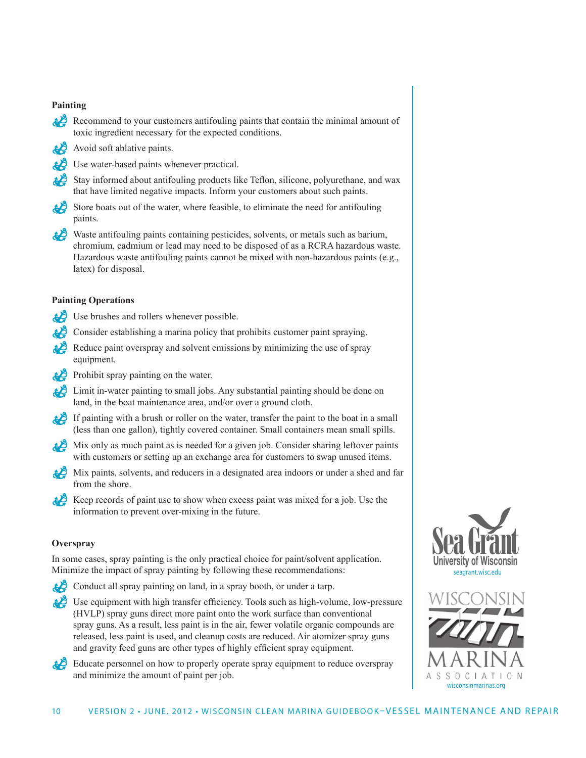### Painting

- Recommend to your customers antifouling paints that contain the minimal amount of toxic ingredient necessary for the expected conditions.
- Avoid soft ablative paints.
- Use water-based paints whenever practical.
- Stay informed about antifouling products like Teflon, silicone, polyurethane, and wax that have limited negative impacts. Inform your customers about such paints.
- Store boats out of the water, where feasible, to eliminate the need for antifouling paints.
- Waste antifouling paints containing pesticides, solvents, or metals such as barium, chromium, cadmium or lead may need to be disposed of as a RCRA hazardous waste. Hazardous waste antifouling paints cannot be mixed with non-hazardous paints (e.g., latex) for disposal.

### Painting Operations

- Use brushes and rollers whenever possible.
- Consider establishing a marina policy that prohibits customer paint spraying.
- Reduce paint overspray and solvent emissions by minimizing the use of spray equipment.
- Prohibit spray painting on the water.
- Limit in-water painting to small jobs. Any substantial painting should be done on land, in the boat maintenance area, and/or over a ground cloth.
- If painting with a brush or roller on the water, transfer the paint to the boat in a small (less than one gallon), tightly covered container. Small containers mean small spills.
- Mix only as much paint as is needed for a given job. Consider sharing leftover paints with customers or setting up an exchange area for customers to swap unused items.
- Mix paints, solvents, and reducers in a designated area indoors or under a shed and far from the shore.
- Keep records of paint use to show when excess paint was mixed for a job. Use the information to prevent over-mixing in the future.

### Overspray

In some cases, spray painting is the only practical choice for paint/solvent application. Minimize the impact of spray painting by following these recommendations:

- Conduct all spray painting on land, in a spray booth, or under a tarp.
- Use equipment with high transfer efficiency. Tools such as high-volume, low-pressure (HVLP) spray guns direct more paint onto the work surface than conventional spray guns. As a result, less paint is in the air, fewer volatile organic compounds are released, less paint is used, and cleanup costs are reduced. Air atomizer spray guns and gravity feed guns are other types of highly efficient spray equipment.
- Educate personnel on how to properly operate spray equipment to reduce overspray and minimize the amount of paint per job.

Sea Grant University of Wisconsin
seagrant.wisc.edu

Wisconsin Marina Association
wisconsinmarinas.org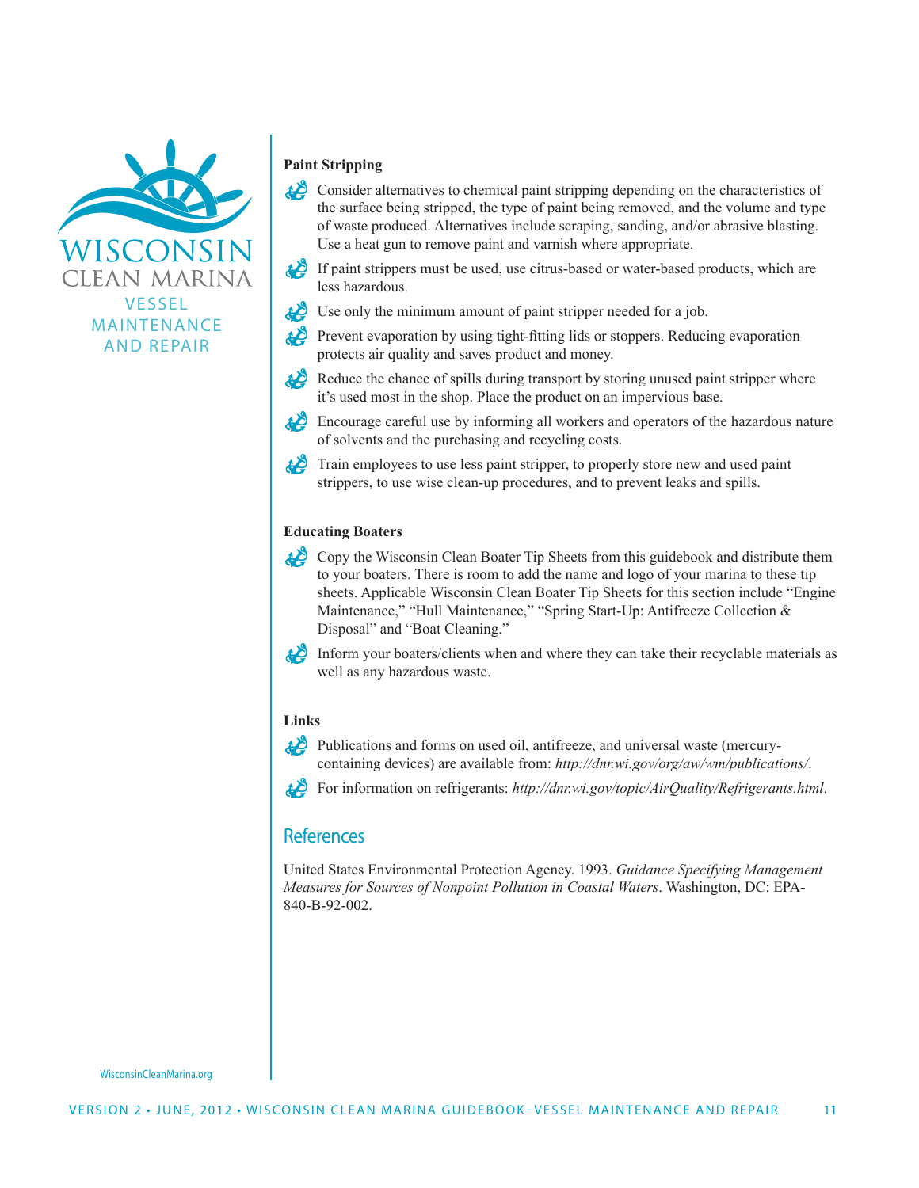**Paint Stripping**

- Consider alternatives to chemical paint stripping depending on the characteristics of the surface being stripped, the type of paint being removed, and the volume and type of waste produced. Alternatives include scraping, sanding, and/or abrasive blasting. Use a heat gun to remove paint and varnish where appropriate.
- If paint strippers must be used, use citrus-based or water-based products, which are less hazardous.
- Use only the minimum amount of paint stripper needed for a job.
- Prevent evaporation by using tight-fitting lids or stoppers. Reducing evaporation protects air quality and saves product and money.
- Reduce the chance of spills during transport by storing unused paint stripper where it's used most in the shop. Place the product on an impervious base.
- Encourage careful use by informing all workers and operators of the hazardous nature of solvents and the purchasing and recycling costs.
- Train employees to use less paint stripper, to properly store new and used paint strippers, to use wise clean-up procedures, and to prevent leaks and spills.

**Educating Boaters**

- Copy the Wisconsin Clean Boater Tip Sheets from this guidebook and distribute them to your boaters. There is room to add the name and logo of your marina to these tip sheets. Applicable Wisconsin Clean Boater Tip Sheets for this section include "Engine Maintenance," "Hull Maintenance," "Spring Start-Up: Antifreeze Collection & Disposal" and "Boat Cleaning."
- Inform your boaters/clients when and where they can take their recyclable materials as well as any hazardous waste.

**Links**

- Publications and forms on used oil, antifreeze, and universal waste (mercury-containing devices) are available from: *http://dnr.wi.gov/org/aw/wm/publications/*.
- For information on refrigerants: *http://dnr.wi.gov/topic/AirQuality/Refrigerants.html*.

## References

United States Environmental Protection Agency. 1993. *Guidance Specifying Management Measures for Sources of Nonpoint Pollution in Coastal Waters*. Washington, DC: EPA-840-B-92-002.